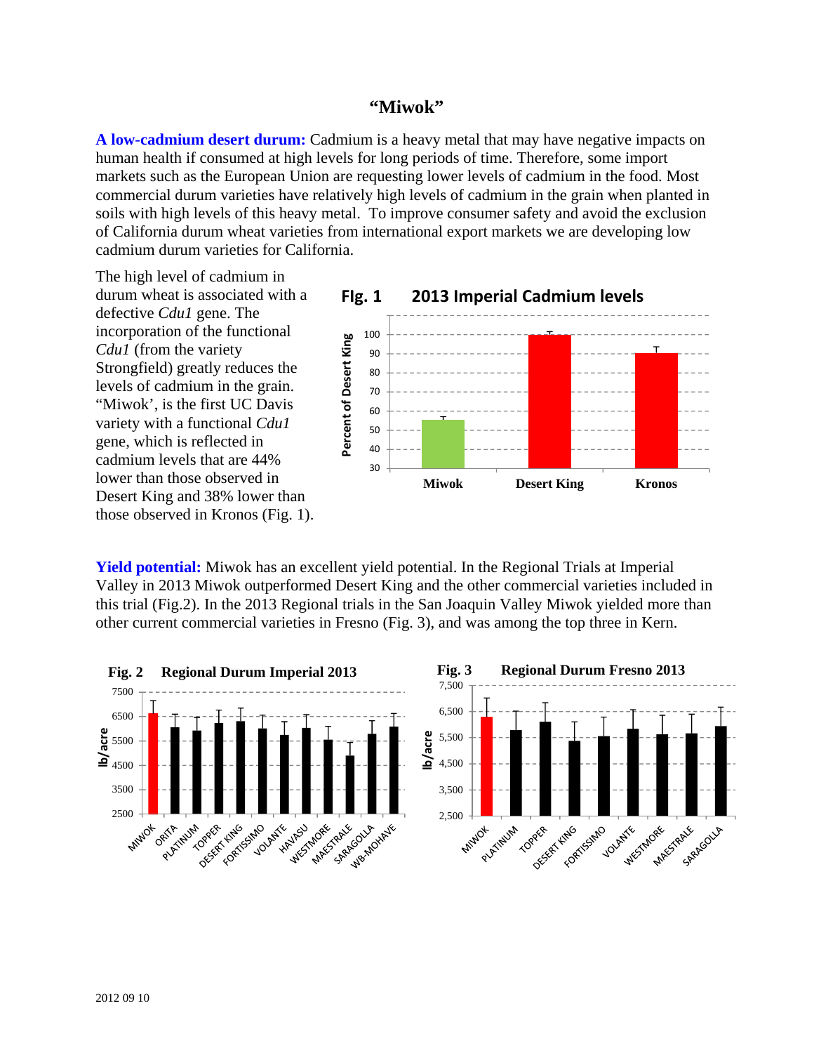# "Miwok"

**A low-cadmium desert durum:** Cadmium is a heavy metal that may have negative impacts on human health if consumed at high levels for long periods of time. Therefore, some import markets such as the European Union are requesting lower levels of cadmium in the food. Most commercial durum varieties have relatively high levels of cadmium in the grain when planted in soils with high levels of this heavy metal. To improve consumer safety and avoid the exclusion of California durum wheat varieties from international export markets we are developing low cadmium durum varieties for California.

The high level of cadmium in durum wheat is associated with a defective *Cdu1* gene. The incorporation of the functional *Cdu1* (from the variety Strongfield) greatly reduces the levels of cadmium in the grain. "Miwok', is the first UC Davis variety with a functional *Cdu1* gene, which is reflected in cadmium levels that are 44% lower than those observed in Desert King and 38% lower than those observed in Kronos (Fig. 1).

**FIg. 1 2013 Imperial Cadmium levels**

**Yield potential:** Miwok has an excellent yield potential. In the Regional Trials at Imperial Valley in 2013 Miwok outperformed Desert King and the other commercial varieties included in this trial (Fig.2). In the 2013 Regional trials in the San Joaquin Valley Miwok yielded more than other current commercial varieties in Fresno (Fig. 3), and was among the top three in Kern.

**Fig. 2 Regional Durum Imperial 2013**

**Fig. 3 Regional Durum Fresno 2013**

2012 09 10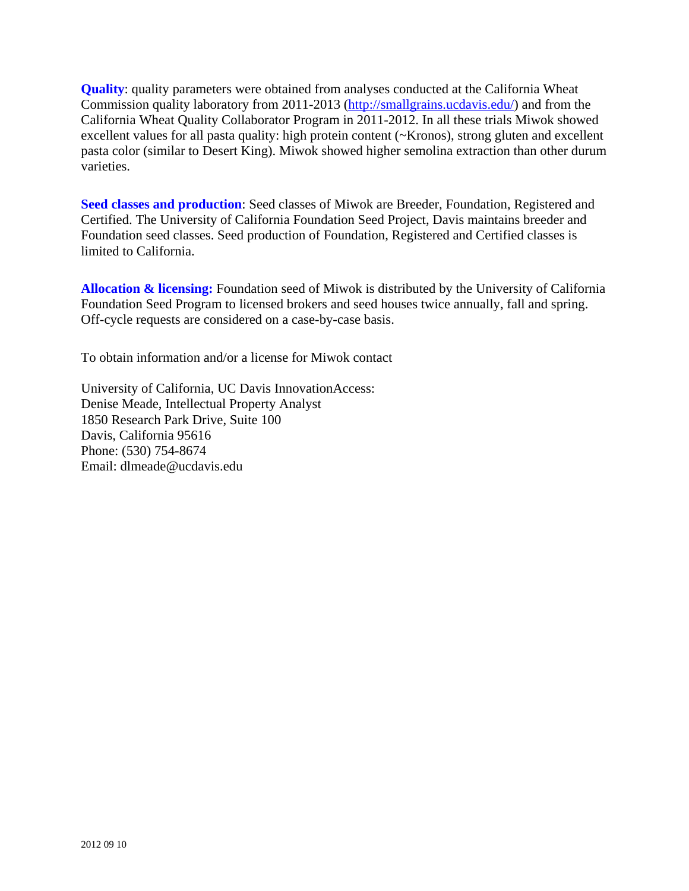**Quality**: quality parameters were obtained from analyses conducted at the California Wheat Commission quality laboratory from 2011-2013 (http://smallgrains.ucdavis.edu/) and from the California Wheat Quality Collaborator Program in 2011-2012. In all these trials Miwok showed excellent values for all pasta quality: high protein content (~Kronos), strong gluten and excellent pasta color (similar to Desert King). Miwok showed higher semolina extraction than other durum varieties.

**Seed classes and production**: Seed classes of Miwok are Breeder, Foundation, Registered and Certified. The University of California Foundation Seed Project, Davis maintains breeder and Foundation seed classes. Seed production of Foundation, Registered and Certified classes is limited to California.

**Allocation & licensing:** Foundation seed of Miwok is distributed by the University of California Foundation Seed Program to licensed brokers and seed houses twice annually, fall and spring. Off-cycle requests are considered on a case-by-case basis.

To obtain information and/or a license for Miwok contact

University of California, UC Davis InnovationAccess:
Denise Meade, Intellectual Property Analyst
1850 Research Park Drive, Suite 100
Davis, California 95616
Phone: (530) 754-8674
Email: dlmeade@ucdavis.edu

2012 09 10